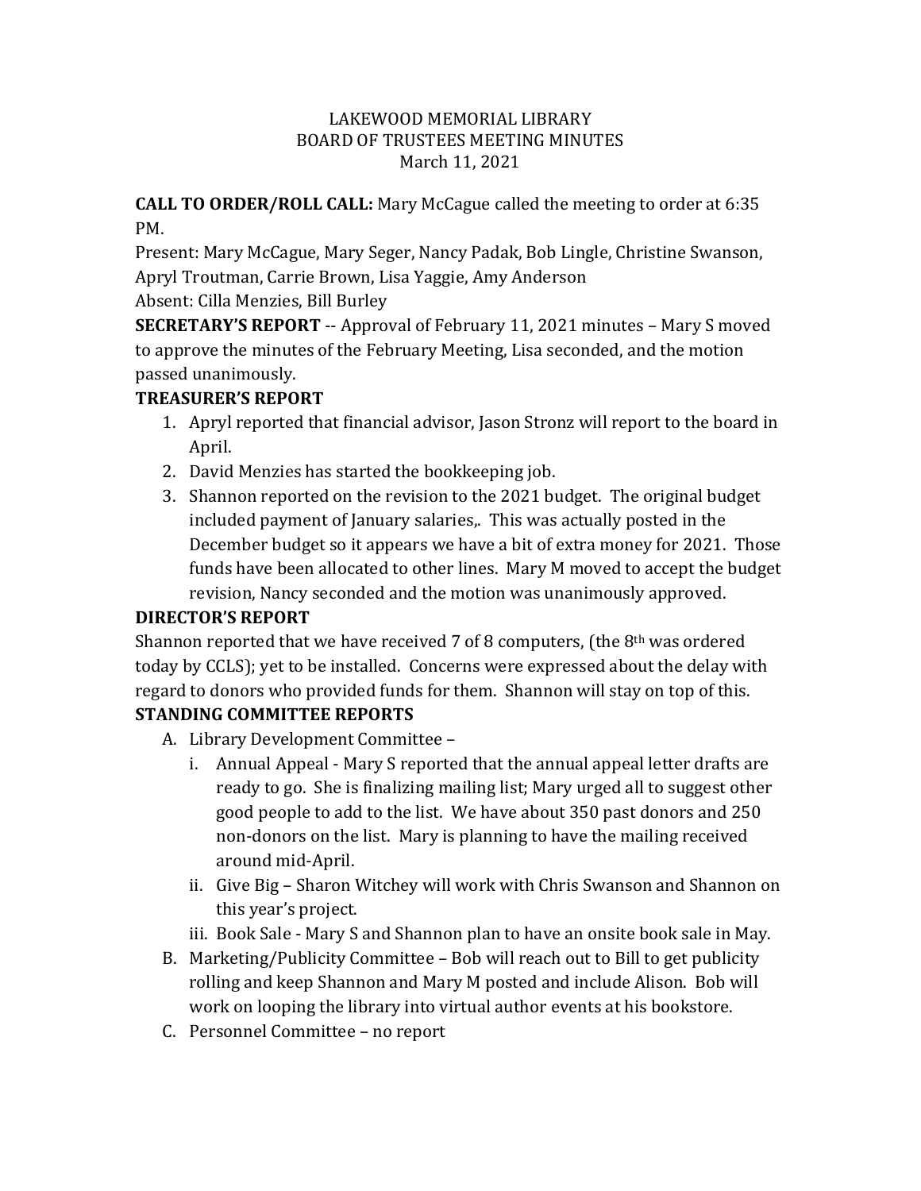LAKEWOOD MEMORIAL LIBRARY
BOARD OF TRUSTEES MEETING MINUTES
March 11, 2021

**CALL TO ORDER/ROLL CALL:** Mary McCague called the meeting to order at 6:35 PM.
Present: Mary McCague, Mary Seger, Nancy Padak, Bob Lingle, Christine Swanson, Apryl Troutman, Carrie Brown, Lisa Yaggie, Amy Anderson
Absent: Cilla Menzies, Bill Burley

**SECRETARY'S REPORT** -- Approval of February 11, 2021 minutes – Mary S moved to approve the minutes of the February Meeting, Lisa seconded, and the motion passed unanimously.

**TREASURER'S REPORT**

1. Apryl reported that financial advisor, Jason Stronz will report to the board in April.
2. David Menzies has started the bookkeeping job.
3. Shannon reported on the revision to the 2021 budget. The original budget included payment of January salaries,. This was actually posted in the December budget so it appears we have a bit of extra money for 2021. Those funds have been allocated to other lines. Mary M moved to accept the budget revision, Nancy seconded and the motion was unanimously approved.

**DIRECTOR'S REPORT**

Shannon reported that we have received 7 of 8 computers, (the 8th was ordered today by CCLS); yet to be installed. Concerns were expressed about the delay with regard to donors who provided funds for them. Shannon will stay on top of this.

**STANDING COMMITTEE REPORTS**

A. Library Development Committee –
   i. Annual Appeal - Mary S reported that the annual appeal letter drafts are ready to go. She is finalizing mailing list; Mary urged all to suggest other good people to add to the list. We have about 350 past donors and 250 non-donors on the list. Mary is planning to have the mailing received around mid-April.
   ii. Give Big – Sharon Witchey will work with Chris Swanson and Shannon on this year's project.
   iii. Book Sale - Mary S and Shannon plan to have an onsite book sale in May.
B. Marketing/Publicity Committee – Bob will reach out to Bill to get publicity rolling and keep Shannon and Mary M posted and include Alison. Bob will work on looping the library into virtual author events at his bookstore.
C. Personnel Committee – no report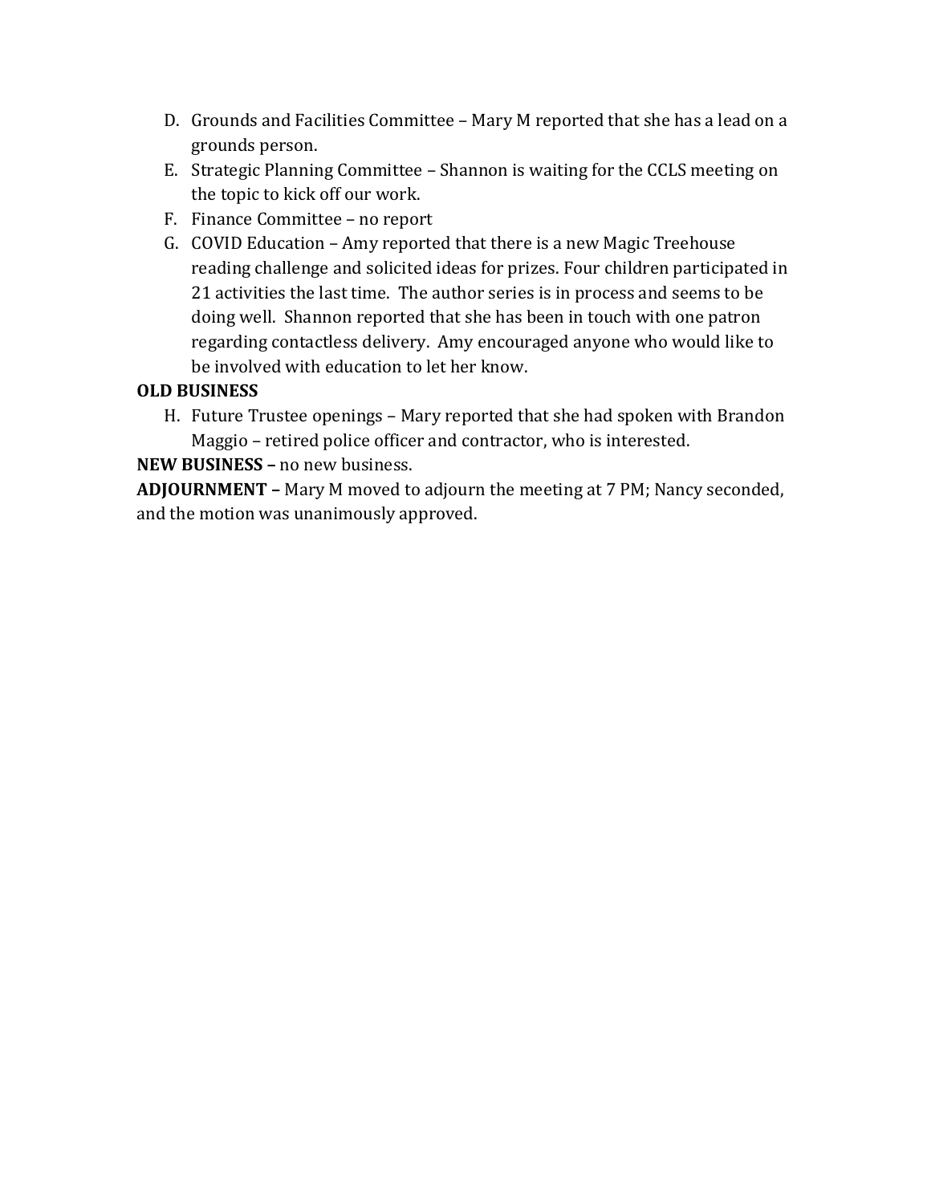D. Grounds and Facilities Committee – Mary M reported that she has a lead on a grounds person.

E. Strategic Planning Committee – Shannon is waiting for the CCLS meeting on the topic to kick off our work.

F. Finance Committee – no report

G. COVID Education – Amy reported that there is a new Magic Treehouse reading challenge and solicited ideas for prizes. Four children participated in 21 activities the last time. The author series is in process and seems to be doing well. Shannon reported that she has been in touch with one patron regarding contactless delivery. Amy encouraged anyone who would like to be involved with education to let her know.

**OLD BUSINESS**

H. Future Trustee openings – Mary reported that she had spoken with Brandon Maggio – retired police officer and contractor, who is interested.

**NEW BUSINESS –** no new business.

**ADJOURNMENT –** Mary M moved to adjourn the meeting at 7 PM; Nancy seconded, and the motion was unanimously approved.